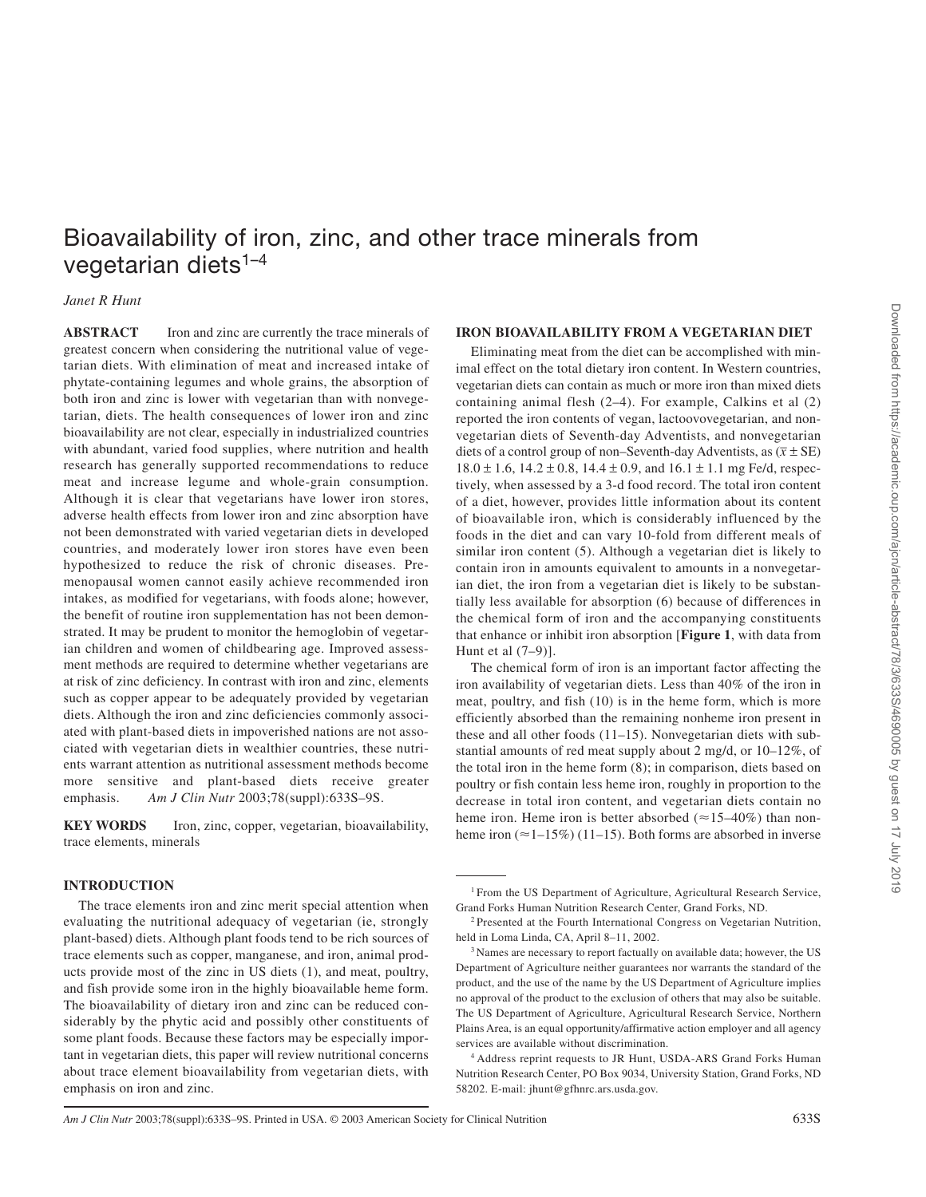# Bioavailability of iron, zinc, and other trace minerals from vegetarian diets[1–4]

*Janet R Hunt*

**ABSTRACT** Iron and zinc are currently the trace minerals of greatest concern when considering the nutritional value of vegetarian diets. With elimination of meat and increased intake of phytate-containing legumes and whole grains, the absorption of both iron and zinc is lower with vegetarian than with nonvegetarian, diets. The health consequences of lower iron and zinc bioavailability are not clear, especially in industrialized countries with abundant, varied food supplies, where nutrition and health research has generally supported recommendations to reduce meat and increase legume and whole-grain consumption. Although it is clear that vegetarians have lower iron stores, adverse health effects from lower iron and zinc absorption have not been demonstrated with varied vegetarian diets in developed countries, and moderately lower iron stores have even been hypothesized to reduce the risk of chronic diseases. Premenopausal women cannot easily achieve recommended iron intakes, as modified for vegetarians, with foods alone; however, the benefit of routine iron supplementation has not been demonstrated. It may be prudent to monitor the hemoglobin of vegetarian children and women of childbearing age. Improved assessment methods are required to determine whether vegetarians are at risk of zinc deficiency. In contrast with iron and zinc, elements such as copper appear to be adequately provided by vegetarian diets. Although the iron and zinc deficiencies commonly associated with plant-based diets in impoverished nations are not associated with vegetarian diets in wealthier countries, these nutrients warrant attention as nutritional assessment methods become more sensitive and plant-based diets receive greater emphasis. *Am J Clin Nutr* 2003;78(suppl):633S–9S.

**KEY WORDS** Iron, zinc, copper, vegetarian, bioavailability, trace elements, minerals

## INTRODUCTION

The trace elements iron and zinc merit special attention when evaluating the nutritional adequacy of vegetarian (ie, strongly plant-based) diets. Although plant foods tend to be rich sources of trace elements such as copper, manganese, and iron, animal products provide most of the zinc in US diets (1), and meat, poultry, and fish provide some iron in the highly bioavailable heme form. The bioavailability of dietary iron and zinc can be reduced considerably by the phytic acid and possibly other constituents of some plant foods. Because these factors may be especially important in vegetarian diets, this paper will review nutritional concerns about trace element bioavailability from vegetarian diets, with emphasis on iron and zinc.

## IRON BIOAVAILABILITY FROM A VEGETARIAN DIET

Eliminating meat from the diet can be accomplished with minimal effect on the total dietary iron content. In Western countries, vegetarian diets can contain as much or more iron than mixed diets containing animal flesh (2–4). For example, Calkins et al (2) reported the iron contents of vegan, lactoovovegetarian, and nonvegetarian diets of Seventh-day Adventists, and nonvegetarian diets of a control group of non–Seventh-day Adventists, as ($\bar{x} \pm$ SE) $18.0 \pm 1.6$, $14.2 \pm 0.8$, $14.4 \pm 0.9$, and $16.1 \pm 1.1$ mg Fe/d, respectively, when assessed by a 3-d food record. The total iron content of a diet, however, provides little information about its content of bioavailable iron, which is considerably influenced by the foods in the diet and can vary 10-fold from different meals of similar iron content (5). Although a vegetarian diet is likely to contain iron in amounts equivalent to amounts in a nonvegetarian diet, the iron from a vegetarian diet is likely to be substantially less available for absorption (6) because of differences in the chemical form of iron and the accompanying constituents that enhance or inhibit iron absorption [**Figure 1**, with data from Hunt et al (7–9)].

The chemical form of iron is an important factor affecting the iron availability of vegetarian diets. Less than 40% of the iron in meat, poultry, and fish (10) is in the heme form, which is more efficiently absorbed than the remaining nonheme iron present in these and all other foods (11–15). Nonvegetarian diets with substantial amounts of red meat supply about 2 mg/d, or 10–12%, of the total iron in the heme form (8); in comparison, diets based on poultry or fish contain less heme iron, roughly in proportion to the decrease in total iron content, and vegetarian diets contain no heme iron. Heme iron is better absorbed (≈15–40%) than nonheme iron (≈1–15%) (11–15). Both forms are absorbed in inverse

---

[1] From the US Department of Agriculture, Agricultural Research Service, Grand Forks Human Nutrition Research Center, Grand Forks, ND.

[2] Presented at the Fourth International Congress on Vegetarian Nutrition, held in Loma Linda, CA, April 8–11, 2002.

[3] Names are necessary to report factually on available data; however, the US Department of Agriculture neither guarantees nor warrants the standard of the product, and the use of the name by the US Department of Agriculture implies no approval of the product to the exclusion of others that may also be suitable. The US Department of Agriculture, Agricultural Research Service, Northern Plains Area, is an equal opportunity/affirmative action employer and all agency services are available without discrimination.

[4] Address reprint requests to JR Hunt, USDA-ARS Grand Forks Human Nutrition Research Center, PO Box 9034, University Station, Grand Forks, ND 58202. E-mail: jhunt@gfhnrc.ars.usda.gov.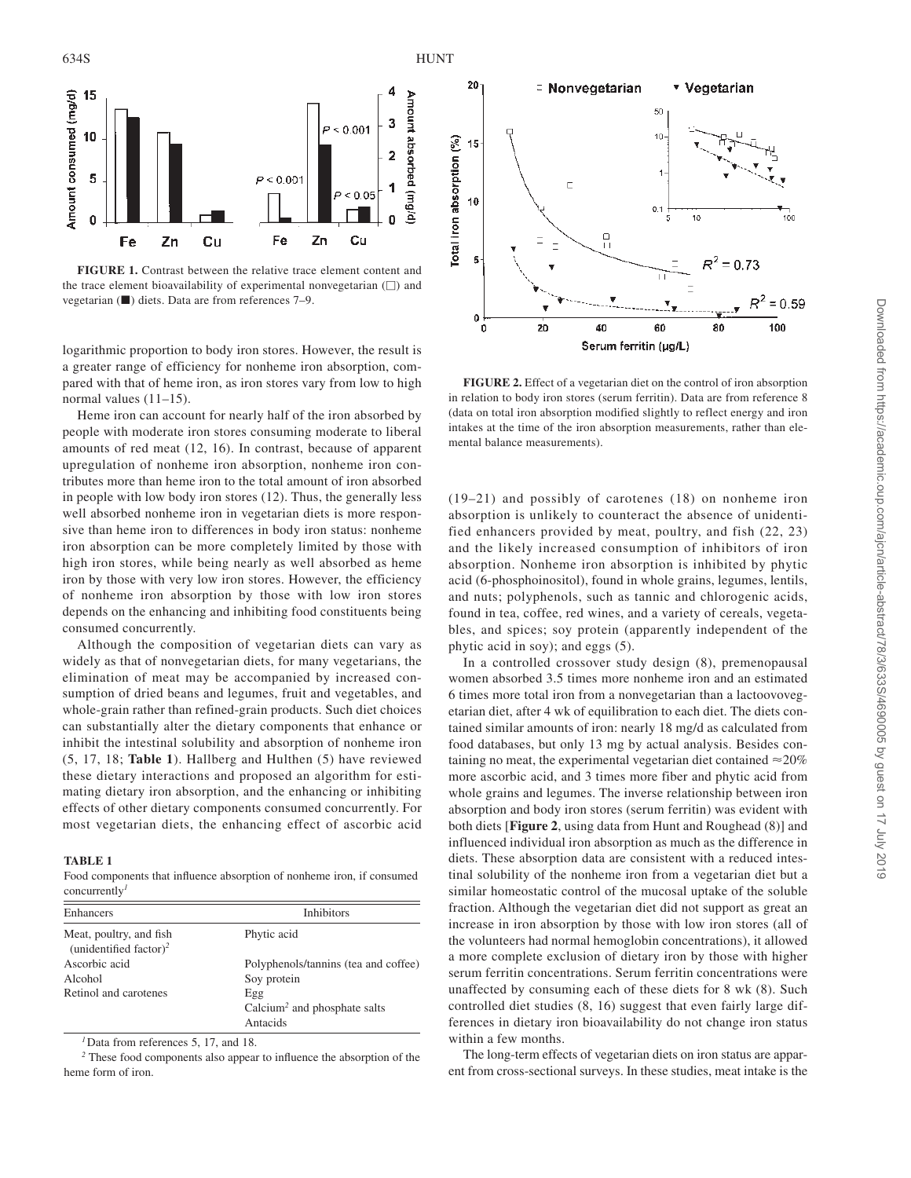**FIGURE 1.** Contrast between the relative trace element content and the trace element bioavailability of experimental nonvegetarian (□) and vegetarian (■) diets. Data are from references 7–9.

logarithmic proportion to body iron stores. However, the result is a greater range of efficiency for nonheme iron absorption, compared with that of heme iron, as iron stores vary from low to high normal values (11–15).

Heme iron can account for nearly half of the iron absorbed by people with moderate iron stores consuming moderate to liberal amounts of red meat (12, 16). In contrast, because of apparent upregulation of nonheme iron absorption, nonheme iron contributes more than heme iron to the total amount of iron absorbed in people with low body iron stores (12). Thus, the generally less well absorbed nonheme iron in vegetarian diets is more responsive than heme iron to differences in body iron status: nonheme iron absorption can be more completely limited by those with high iron stores, while being nearly as well absorbed as heme iron by those with very low iron stores. However, the efficiency of nonheme iron absorption by those with low iron stores depends on the enhancing and inhibiting food constituents being consumed concurrently.

Although the composition of vegetarian diets can vary as widely as that of nonvegetarian diets, for many vegetarians, the elimination of meat may be accompanied by increased consumption of dried beans and legumes, fruit and vegetables, and whole-grain rather than refined-grain products. Such diet choices can substantially alter the dietary components that enhance or inhibit the intestinal solubility and absorption of nonheme iron (5, 17, 18; **Table 1**). Hallberg and Hulthen (5) have reviewed these dietary interactions and proposed an algorithm for estimating dietary iron absorption, and the enhancing or inhibiting effects of other dietary components consumed concurrently. For most vegetarian diets, the enhancing effect of ascorbic acid (19–21) and possibly of carotenes (18) on nonheme iron absorption is unlikely to counteract the absence of unidentified enhancers provided by meat, poultry, and fish (22, 23) and the likely increased consumption of inhibitors of iron absorption. Nonheme iron absorption is inhibited by phytic acid (6-phosphoinositol), found in whole grains, legumes, lentils, and nuts; polyphenols, such as tannic and chlorogenic acids, found in tea, coffee, red wines, and a variety of cereals, vegetables, and spices; soy protein (apparently independent of the phytic acid in soy); and eggs (5).

**TABLE 1**
Food components that influence absorption of nonheme iron, if consumed concurrently[1]

| Enhancers | Inhibitors |
|---|---|
| Meat, poultry, and fish (unidentified factor)[2] | Phytic acid |
| Ascorbic acid | Polyphenols/tannins (tea and coffee) |
| Alcohol | Soy protein |
| Retinol and carotenes | Egg |
| | Calcium[2] and phosphate salts |
| | Antacids |

[1] Data from references 5, 17, and 18.
[2] These food components also appear to influence the absorption of the heme form of iron.

**FIGURE 2.** Effect of a vegetarian diet on the control of iron absorption in relation to body iron stores (serum ferritin). Data are from reference 8 (data on total iron absorption modified slightly to reflect energy and iron intakes at the time of the iron absorption measurements, rather than elemental balance measurements).

In a controlled crossover study design (8), premenopausal women absorbed 3.5 times more nonheme iron and an estimated 6 times more total iron from a nonvegetarian than a lactoovovegetarian diet, after 4 wk of equilibration to each diet. The diets contained similar amounts of iron: nearly 18 mg/d as calculated from food databases, but only 13 mg by actual analysis. Besides containing no meat, the experimental vegetarian diet contained ≈20% more ascorbic acid, and 3 times more fiber and phytic acid from whole grains and legumes. The inverse relationship between iron absorption and body iron stores (serum ferritin) was evident with both diets [**Figure 2**, using data from Hunt and Roughead (8)] and influenced individual iron absorption as much as the difference in diets. These absorption data are consistent with a reduced intestinal solubility of the nonheme iron from a vegetarian diet but a similar homeostatic control of the mucosal uptake of the soluble fraction. Although the vegetarian diet did not support as great an increase in iron absorption by those with low iron stores (all of the volunteers had normal hemoglobin concentrations), it allowed a more complete exclusion of dietary iron by those with higher serum ferritin concentrations. Serum ferritin concentrations were unaffected by consuming each of these diets for 8 wk (8). Such controlled diet studies (8, 16) suggest that even fairly large differences in dietary iron bioavailability do not change iron status within a few months.

The long-term effects of vegetarian diets on iron status are apparent from cross-sectional surveys. In these studies, meat intake is the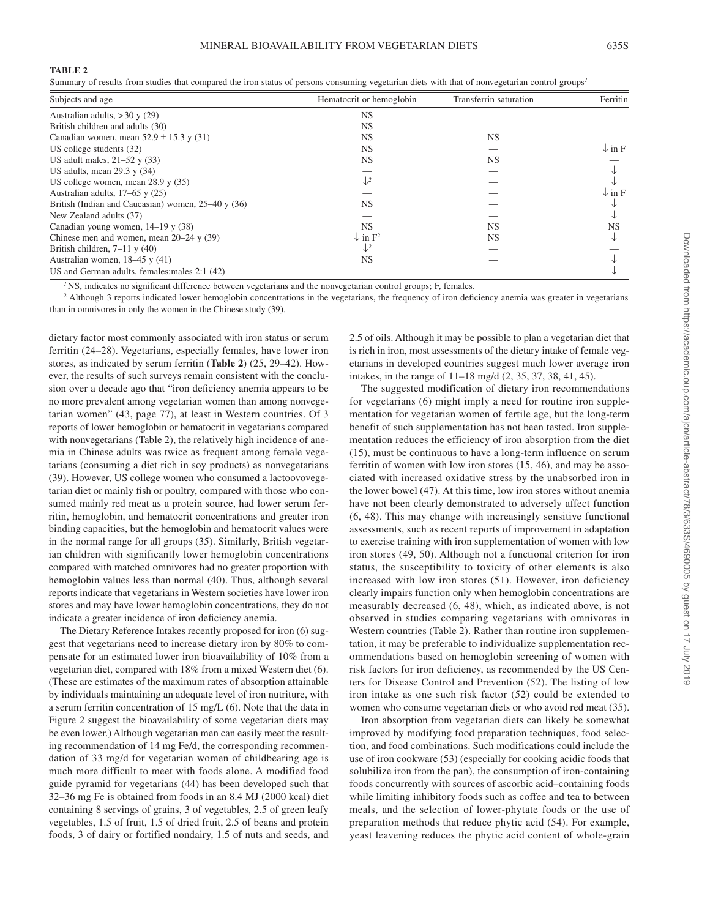**TABLE 2**

Summary of results from studies that compared the iron status of persons consuming vegetarian diets with that of nonvegetarian control groups[1]

| Subjects and age | Hematocrit or hemoglobin | Transferrin saturation | Ferritin |
|---|---|---|---|
| Australian adults, >30 y (29) | NS | — | — |
| British children and adults (30) | NS | — | — |
| Canadian women, mean 52.9 ± 15.3 y (31) | NS | NS | — |
| US college students (32) | NS | — | ↓ in F |
| US adult males, 21–52 y (33) | NS | NS | — |
| US adults, mean 29.3 y (34) | — | — | ↓ |
| US college women, mean 28.9 y (35) | ↓[2] | — | ↓ |
| Australian adults, 17–65 y (25) | — | — | ↓ in F |
| British (Indian and Caucasian) women, 25–40 y (36) | NS | — | ↓ |
| New Zealand adults (37) | — | — | ↓ |
| Canadian young women, 14–19 y (38) | NS | NS | NS |
| Chinese men and women, mean 20–24 y (39) | ↓ in F[2] | NS | ↓ |
| British children, 7–11 y (40) | ↓[2] | — | — |
| Australian women, 18–45 y (41) | NS | — | ↓ |
| US and German adults, females:males 2:1 (42) | — | — | ↓ |

[1] NS, indicates no significant difference between vegetarians and the nonvegetarian control groups; F, females.

[2] Although 3 reports indicated lower hemoglobin concentrations in the vegetarians, the frequency of iron deficiency anemia was greater in vegetarians than in omnivores in only the women in the Chinese study (39).

dietary factor most commonly associated with iron status or serum ferritin (24–28). Vegetarians, especially females, have lower iron stores, as indicated by serum ferritin (**Table 2**) (25, 29–42). However, the results of such surveys remain consistent with the conclusion over a decade ago that "iron deficiency anemia appears to be no more prevalent among vegetarian women than among nonvegetarian women" (43, page 77), at least in Western countries. Of 3 reports of lower hemoglobin or hematocrit in vegetarians compared with nonvegetarians (Table 2), the relatively high incidence of anemia in Chinese adults was twice as frequent among female vegetarians (consuming a diet rich in soy products) as nonvegetarians (39). However, US college women who consumed a lactoovovegetarian diet or mainly fish or poultry, compared with those who consumed mainly red meat as a protein source, had lower serum ferritin, hemoglobin, and hematocrit concentrations and greater iron binding capacities, but the hemoglobin and hematocrit values were in the normal range for all groups (35). Similarly, British vegetarian children with significantly lower hemoglobin concentrations compared with matched omnivores had no greater proportion with hemoglobin values less than normal (40). Thus, although several reports indicate that vegetarians in Western societies have lower iron stores and may have lower hemoglobin concentrations, they do not indicate a greater incidence of iron deficiency anemia.

The Dietary Reference Intakes recently proposed for iron (6) suggest that vegetarians need to increase dietary iron by 80% to compensate for an estimated lower iron bioavailability of 10% from a vegetarian diet, compared with 18% from a mixed Western diet (6). (These are estimates of the maximum rates of absorption attainable by individuals maintaining an adequate level of iron nutriture, with a serum ferritin concentration of 15 mg/L (6). Note that the data in Figure 2 suggest the bioavailability of some vegetarian diets may be even lower.) Although vegetarian men can easily meet the resulting recommendation of 14 mg Fe/d, the corresponding recommendation of 33 mg/d for vegetarian women of childbearing age is much more difficult to meet with foods alone. A modified food guide pyramid for vegetarians (44) has been developed such that 32–36 mg Fe is obtained from foods in an 8.4 MJ (2000 kcal) diet containing 8 servings of grains, 3 of vegetables, 2.5 of green leafy vegetables, 1.5 of fruit, 1.5 of dried fruit, 2.5 of beans and protein foods, 3 of dairy or fortified nondairy, 1.5 of nuts and seeds, and 2.5 of oils. Although it may be possible to plan a vegetarian diet that is rich in iron, most assessments of the dietary intake of female vegetarians in developed countries suggest much lower average iron intakes, in the range of 11–18 mg/d (2, 35, 37, 38, 41, 45).

The suggested modification of dietary iron recommendations for vegetarians (6) might imply a need for routine iron supplementation for vegetarian women of fertile age, but the long-term benefit of such supplementation has not been tested. Iron supplementation reduces the efficiency of iron absorption from the diet (15), must be continuous to have a long-term influence on serum ferritin of women with low iron stores (15, 46), and may be associated with increased oxidative stress by the unabsorbed iron in the lower bowel (47). At this time, low iron stores without anemia have not been clearly demonstrated to adversely affect function (6, 48). This may change with increasingly sensitive functional assessments, such as recent reports of improvement in adaptation to exercise training with iron supplementation of women with low iron stores (49, 50). Although not a functional criterion for iron status, the susceptibility to toxicity of other elements is also increased with low iron stores (51). However, iron deficiency clearly impairs function only when hemoglobin concentrations are measurably decreased (6, 48), which, as indicated above, is not observed in studies comparing vegetarians with omnivores in Western countries (Table 2). Rather than routine iron supplementation, it may be preferable to individualize supplementation recommendations based on hemoglobin screening of women with risk factors for iron deficiency, as recommended by the US Centers for Disease Control and Prevention (52). The listing of low iron intake as one such risk factor (52) could be extended to women who consume vegetarian diets or who avoid red meat (35).

Iron absorption from vegetarian diets can likely be somewhat improved by modifying food preparation techniques, food selection, and food combinations. Such modifications could include the use of iron cookware (53) (especially for cooking acidic foods that solubilize iron from the pan), the consumption of iron-containing foods concurrently with sources of ascorbic acid–containing foods while limiting inhibitory foods such as coffee and tea to between meals, and the selection of lower-phytate foods or the use of preparation methods that reduce phytic acid (54). For example, yeast leavening reduces the phytic acid content of whole-grain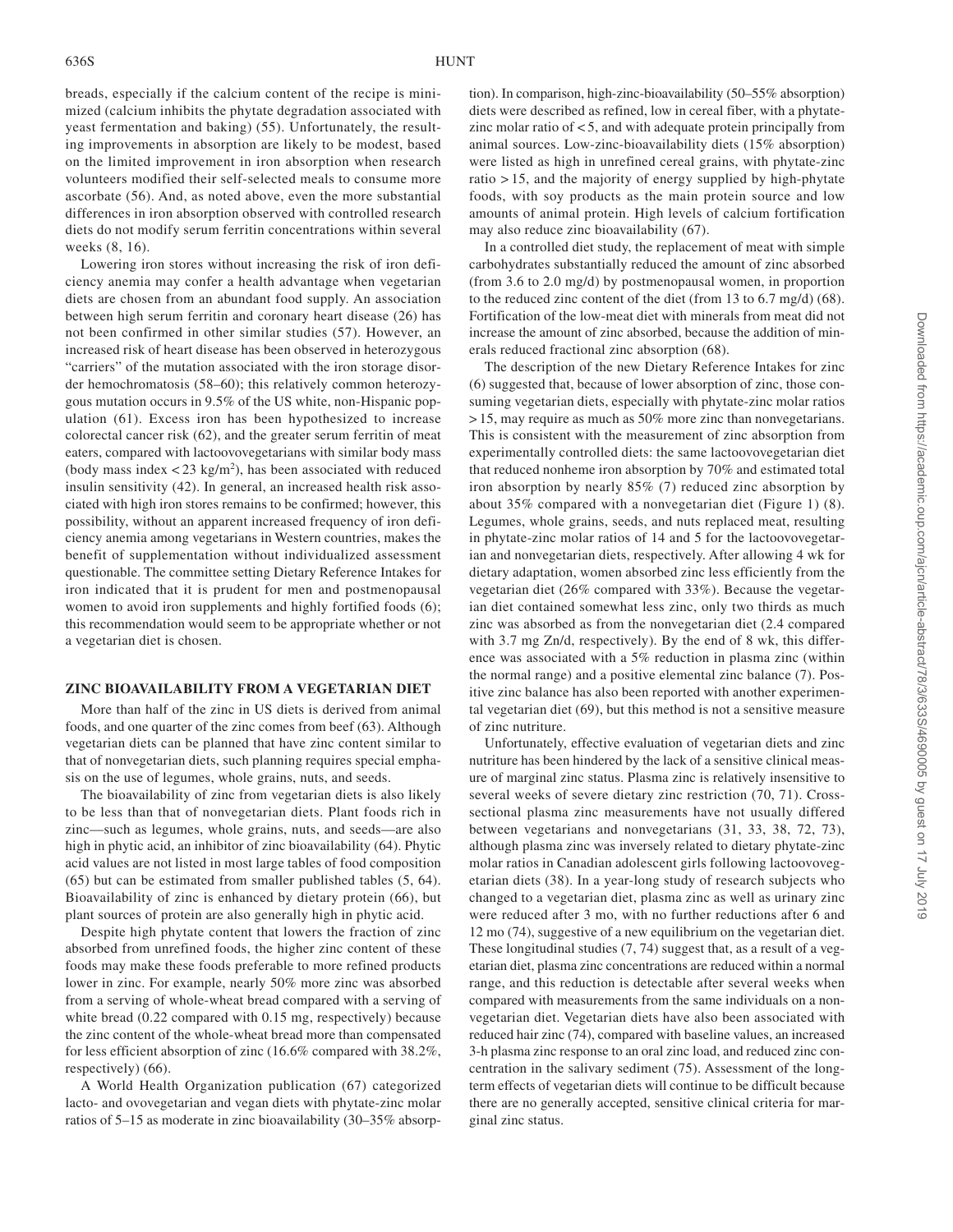breads, especially if the calcium content of the recipe is minimized (calcium inhibits the phytate degradation associated with yeast fermentation and baking) (55). Unfortunately, the resulting improvements in absorption are likely to be modest, based on the limited improvement in iron absorption when research volunteers modified their self-selected meals to consume more ascorbate (56). And, as noted above, even the more substantial differences in iron absorption observed with controlled research diets do not modify serum ferritin concentrations within several weeks (8, 16).

Lowering iron stores without increasing the risk of iron deficiency anemia may confer a health advantage when vegetarian diets are chosen from an abundant food supply. An association between high serum ferritin and coronary heart disease (26) has not been confirmed in other similar studies (57). However, an increased risk of heart disease has been observed in heterozygous "carriers" of the mutation associated with the iron storage disorder hemochromatosis (58–60); this relatively common heterozygous mutation occurs in 9.5% of the US white, non-Hispanic population (61). Excess iron has been hypothesized to increase colorectal cancer risk (62), and the greater serum ferritin of meat eaters, compared with lactoovovegetarians with similar body mass (body mass index < 23 kg/m$^2$), has been associated with reduced insulin sensitivity (42). In general, an increased health risk associated with high iron stores remains to be confirmed; however, this possibility, without an apparent increased frequency of iron deficiency anemia among vegetarians in Western countries, makes the benefit of supplementation without individualized assessment questionable. The committee setting Dietary Reference Intakes for iron indicated that it is prudent for men and postmenopausal women to avoid iron supplements and highly fortified foods (6); this recommendation would seem to be appropriate whether or not a vegetarian diet is chosen.

## ZINC BIOAVAILABILITY FROM A VEGETARIAN DIET

More than half of the zinc in US diets is derived from animal foods, and one quarter of the zinc comes from beef (63). Although vegetarian diets can be planned that have zinc content similar to that of nonvegetarian diets, such planning requires special emphasis on the use of legumes, whole grains, nuts, and seeds.

The bioavailability of zinc from vegetarian diets is also likely to be less than that of nonvegetarian diets. Plant foods rich in zinc—such as legumes, whole grains, nuts, and seeds—are also high in phytic acid, an inhibitor of zinc bioavailability (64). Phytic acid values are not listed in most large tables of food composition (65) but can be estimated from smaller published tables (5, 64). Bioavailability of zinc is enhanced by dietary protein (66), but plant sources of protein are also generally high in phytic acid.

Despite high phytate content that lowers the fraction of zinc absorbed from unrefined foods, the higher zinc content of these foods may make these foods preferable to more refined products lower in zinc. For example, nearly 50% more zinc was absorbed from a serving of whole-wheat bread compared with a serving of white bread (0.22 compared with 0.15 mg, respectively) because the zinc content of the whole-wheat bread more than compensated for less efficient absorption of zinc (16.6% compared with 38.2%, respectively) (66).

A World Health Organization publication (67) categorized lacto- and ovovegetarian and vegan diets with phytate-zinc molar ratios of 5–15 as moderate in zinc bioavailability (30–35% absorption). In comparison, high-zinc-bioavailability (50–55% absorption) diets were described as refined, low in cereal fiber, with a phytate-zinc molar ratio of < 5, and with adequate protein principally from animal sources. Low-zinc-bioavailability diets (15% absorption) were listed as high in unrefined cereal grains, with phytate-zinc ratio > 15, and the majority of energy supplied by high-phytate foods, with soy products as the main protein source and low amounts of animal protein. High levels of calcium fortification may also reduce zinc bioavailability (67).

In a controlled diet study, the replacement of meat with simple carbohydrates substantially reduced the amount of zinc absorbed (from 3.6 to 2.0 mg/d) by postmenopausal women, in proportion to the reduced zinc content of the diet (from 13 to 6.7 mg/d) (68). Fortification of the low-meat diet with minerals from meat did not increase the amount of zinc absorbed, because the addition of minerals reduced fractional zinc absorption (68).

The description of the new Dietary Reference Intakes for zinc (6) suggested that, because of lower absorption of zinc, those consuming vegetarian diets, especially with phytate-zinc molar ratios > 15, may require as much as 50% more zinc than nonvegetarians. This is consistent with the measurement of zinc absorption from experimentally controlled diets: the same lactoovovegetarian diet that reduced nonheme iron absorption by 70% and estimated total iron absorption by nearly 85% (7) reduced zinc absorption by about 35% compared with a nonvegetarian diet (Figure 1) (8). Legumes, whole grains, seeds, and nuts replaced meat, resulting in phytate-zinc molar ratios of 14 and 5 for the lactoovovegetarian and nonvegetarian diets, respectively. After allowing 4 wk for dietary adaptation, women absorbed zinc less efficiently from the vegetarian diet (26% compared with 33%). Because the vegetarian diet contained somewhat less zinc, only two thirds as much zinc was absorbed as from the nonvegetarian diet (2.4 compared with 3.7 mg Zn/d, respectively). By the end of 8 wk, this difference was associated with a 5% reduction in plasma zinc (within the normal range) and a positive elemental zinc balance (7). Positive zinc balance has also been reported with another experimental vegetarian diet (69), but this method is not a sensitive measure of zinc nutriture.

Unfortunately, effective evaluation of vegetarian diets and zinc nutriture has been hindered by the lack of a sensitive clinical measure of marginal zinc status. Plasma zinc is relatively insensitive to several weeks of severe dietary zinc restriction (70, 71). Cross-sectional plasma zinc measurements have not usually differed between vegetarians and nonvegetarians (31, 33, 38, 72, 73), although plasma zinc was inversely related to dietary phytate-zinc molar ratios in Canadian adolescent girls following lactoovovegetarian diets (38). In a year-long study of research subjects who changed to a vegetarian diet, plasma zinc as well as urinary zinc were reduced after 3 mo, with no further reductions after 6 and 12 mo (74), suggestive of a new equilibrium on the vegetarian diet. These longitudinal studies (7, 74) suggest that, as a result of a vegetarian diet, plasma zinc concentrations are reduced within a normal range, and this reduction is detectable after several weeks when compared with measurements from the same individuals on a nonvegetarian diet. Vegetarian diets have also been associated with reduced hair zinc (74), compared with baseline values, an increased 3-h plasma zinc response to an oral zinc load, and reduced zinc concentration in the salivary sediment (75). Assessment of the long-term effects of vegetarian diets will continue to be difficult because there are no generally accepted, sensitive clinical criteria for marginal zinc status.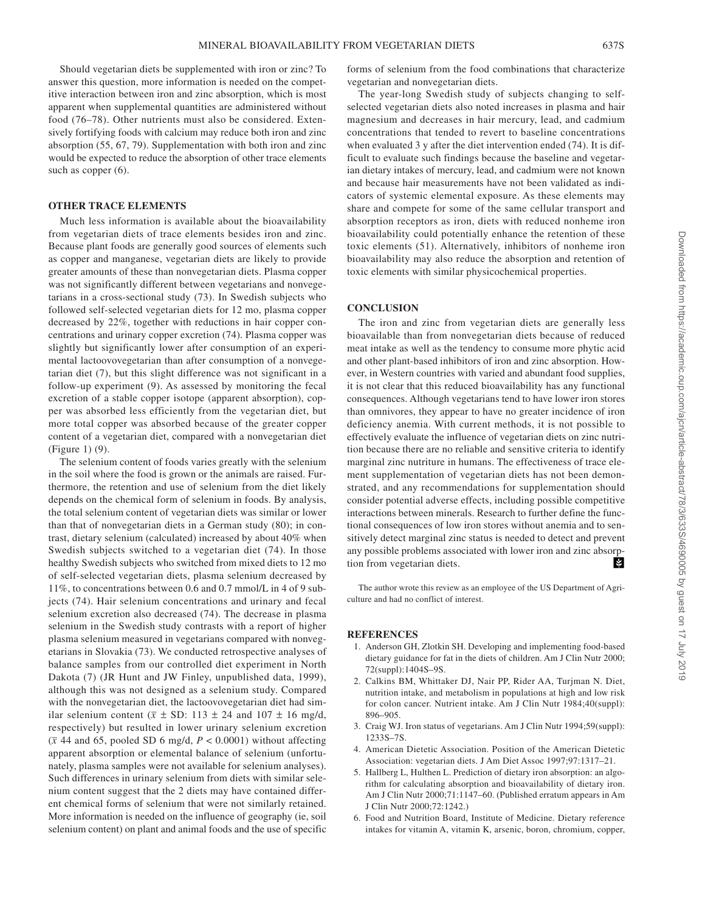Should vegetarian diets be supplemented with iron or zinc? To answer this question, more information is needed on the competitive interaction between iron and zinc absorption, which is most apparent when supplemental quantities are administered without food (76–78). Other nutrients must also be considered. Extensively fortifying foods with calcium may reduce both iron and zinc absorption (55, 67, 79). Supplementation with both iron and zinc would be expected to reduce the absorption of other trace elements such as copper (6).

## OTHER TRACE ELEMENTS

Much less information is available about the bioavailability from vegetarian diets of trace elements besides iron and zinc. Because plant foods are generally good sources of elements such as copper and manganese, vegetarian diets are likely to provide greater amounts of these than nonvegetarian diets. Plasma copper was not significantly different between vegetarians and nonvegetarians in a cross-sectional study (73). In Swedish subjects who followed self-selected vegetarian diets for 12 mo, plasma copper decreased by 22%, together with reductions in hair copper concentrations and urinary copper excretion (74). Plasma copper was slightly but significantly lower after consumption of an experimental lactoovovegetarian than after consumption of a nonvegetarian diet (7), but this slight difference was not significant in a follow-up experiment (9). As assessed by monitoring the fecal excretion of a stable copper isotope (apparent absorption), copper was absorbed less efficiently from the vegetarian diet, but more total copper was absorbed because of the greater copper content of a vegetarian diet, compared with a nonvegetarian diet (Figure 1) (9).

The selenium content of foods varies greatly with the selenium in the soil where the food is grown or the animals are raised. Furthermore, the retention and use of selenium from the diet likely depends on the chemical form of selenium in foods. By analysis, the total selenium content of vegetarian diets was similar or lower than that of nonvegetarian diets in a German study (80); in contrast, dietary selenium (calculated) increased by about 40% when Swedish subjects switched to a vegetarian diet (74). In those healthy Swedish subjects who switched from mixed diets to 12 mo of self-selected vegetarian diets, plasma selenium decreased by 11%, to concentrations between 0.6 and 0.7 mmol/L in 4 of 9 subjects (74). Hair selenium concentrations and urinary and fecal selenium excretion also decreased (74). The decrease in plasma selenium in the Swedish study contrasts with a report of higher plasma selenium measured in vegetarians compared with nonvegetarians in Slovakia (73). We conducted retrospective analyses of balance samples from our controlled diet experiment in North Dakota (7) (JR Hunt and JW Finley, unpublished data, 1999), although this was not designed as a selenium study. Compared with the nonvegetarian diet, the lactoovovegetarian diet had similar selenium content ($\bar{x} \pm$ SD: 113 ± 24 and 107 ± 16 mg/d, respectively) but resulted in lower urinary selenium excretion ($\bar{x}$ 44 and 65, pooled SD 6 mg/d, $P < 0.0001$) without affecting apparent absorption or elemental balance of selenium (unfortunately, plasma samples were not available for selenium analyses). Such differences in urinary selenium from diets with similar selenium content suggest that the 2 diets may have contained different chemical forms of selenium that were not similarly retained. More information is needed on the influence of geography (ie, soil selenium content) on plant and animal foods and the use of specific forms of selenium from the food combinations that characterize vegetarian and nonvegetarian diets.

The year-long Swedish study of subjects changing to self-selected vegetarian diets also noted increases in plasma and hair magnesium and decreases in hair mercury, lead, and cadmium concentrations that tended to revert to baseline concentrations when evaluated 3 y after the diet intervention ended (74). It is difficult to evaluate such findings because the baseline and vegetarian dietary intakes of mercury, lead, and cadmium were not known and because hair measurements have not been validated as indicators of systemic elemental exposure. As these elements may share and compete for some of the same cellular transport and absorption receptors as iron, diets with reduced nonheme iron bioavailability could potentially enhance the retention of these toxic elements (51). Alternatively, inhibitors of nonheme iron bioavailability may also reduce the absorption and retention of toxic elements with similar physicochemical properties.

## CONCLUSION

The iron and zinc from vegetarian diets are generally less bioavailable than from nonvegetarian diets because of reduced meat intake as well as the tendency to consume more phytic acid and other plant-based inhibitors of iron and zinc absorption. However, in Western countries with varied and abundant food supplies, it is not clear that this reduced bioavailability has any functional consequences. Although vegetarians tend to have lower iron stores than omnivores, they appear to have no greater incidence of iron deficiency anemia. With current methods, it is not possible to effectively evaluate the influence of vegetarian diets on zinc nutrition because there are no reliable and sensitive criteria to identify marginal zinc nutriture in humans. The effectiveness of trace element supplementation of vegetarian diets has not been demonstrated, and any recommendations for supplementation should consider potential adverse effects, including possible competitive interactions between minerals. Research to further define the functional consequences of low iron stores without anemia and to sensitively detect marginal zinc status is needed to detect and prevent any possible problems associated with lower iron and zinc absorption from vegetarian diets.

The author wrote this review as an employee of the US Department of Agriculture and had no conflict of interest.

## REFERENCES

1. Anderson GH, Zlotkin SH. Developing and implementing food-based dietary guidance for fat in the diets of children. Am J Clin Nutr 2000; 72(suppl):1404S–9S.
2. Calkins BM, Whittaker DJ, Nair PP, Rider AA, Turjman N. Diet, nutrition intake, and metabolism in populations at high and low risk for colon cancer. Nutrient intake. Am J Clin Nutr 1984;40(suppl): 896–905.
3. Craig WJ. Iron status of vegetarians. Am J Clin Nutr 1994;59(suppl): 1233S–7S.
4. American Dietetic Association. Position of the American Dietetic Association: vegetarian diets. J Am Diet Assoc 1997;97:1317–21.
5. Hallberg L, Hulthen L. Prediction of dietary iron absorption: an algorithm for calculating absorption and bioavailability of dietary iron. Am J Clin Nutr 2000;71:1147–60. (Published erratum appears in Am J Clin Nutr 2000;72:1242.)
6. Food and Nutrition Board, Institute of Medicine. Dietary reference intakes for vitamin A, vitamin K, arsenic, boron, chromium, copper,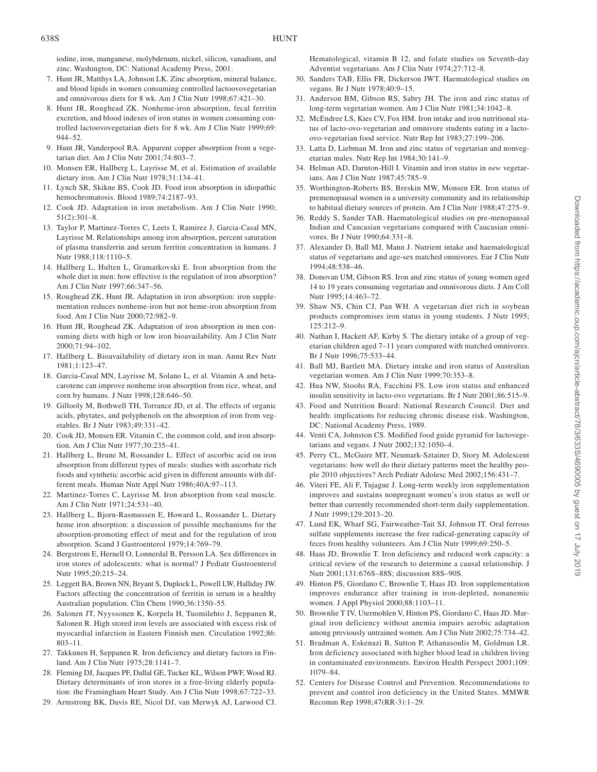iodine, iron, manganese, molybdenum, nickel, silicon, vanadium, and zinc. Washington, DC: National Academy Press, 2001.

7. Hunt JR, Matthys LA, Johnson LK. Zinc absorption, mineral balance, and blood lipids in women consuming controlled lactoovovegetarian and omnivorous diets for 8 wk. Am J Clin Nutr 1998;67:421–30.
8. Hunt JR, Roughead ZK. Nonheme-iron absorption, fecal ferritin excretion, and blood indexes of iron status in women consuming controlled lactoovovegetarian diets for 8 wk. Am J Clin Nutr 1999;69: 944–52.
9. Hunt JR, Vanderpool RA. Apparent copper absorption from a vegetarian diet. Am J Clin Nutr 2001;74:803–7.
10. Monsen ER, Hallberg L, Layrisse M, et al. Estimation of available dietary iron. Am J Clin Nutr 1978;31:134–41.
11. Lynch SR, Skikne BS, Cook JD. Food iron absorption in idiopathic hemochromatosis. Blood 1989;74:2187–93.
12. Cook JD. Adaptation in iron metabolism. Am J Clin Nutr 1990; 51(2):301–8.
13. Taylor P, Martinez-Torres C, Leets I, Ramirez J, Garcia-Casal MN, Layrisse M. Relationships among iron absorption, percent saturation of plasma transferrin and serum ferritin concentration in humans. J Nutr 1988;118:1110–5.
14. Hallberg L, Hulten L, Gramatkovski E. Iron absorption from the whole diet in men: how effective is the regulation of iron absorption? Am J Clin Nutr 1997;66:347–56.
15. Roughead ZK, Hunt JR. Adaptation in iron absorption: iron supplementation reduces nonheme-iron but not heme-iron absorption from food. Am J Clin Nutr 2000;72:982–9.
16. Hunt JR, Roughead ZK. Adaptation of iron absorption in men consuming diets with high or low iron bioavailability. Am J Clin Nutr 2000;71:94–102.
17. Hallberg L. Bioavailability of dietary iron in man. Annu Rev Nutr 1981;1:123–47.
18. Garcia-Casal MN, Layrisse M, Solano L, et al. Vitamin A and beta-carotene can improve nonheme iron absorption from rice, wheat, and corn by humans. J Nutr 1998;128:646–50.
19. Gillooly M, Bothwell TH, Torrance JD, et al. The effects of organic acids, phytates, and polyphenols on the absorption of iron from vegetables. Br J Nutr 1983;49:331–42.
20. Cook JD, Monsen ER. Vitamin C, the common cold, and iron absorption. Am J Clin Nutr 1977;30:235–41.
21. Hallberg L, Brune M, Rossander L. Effect of ascorbic acid on iron absorption from different types of meals: studies with ascorbate rich foods and synthetic ascorbic acid given in different amounts with different meals. Human Nutr Appl Nutr 1986;40A:97–113.
22. Martinez-Torres C, Layrisse M. Iron absorption from veal muscle. Am J Clin Nutr 1971;24:531–40.
23. Hallberg L, Bjorn-Rasmussen E, Howard L, Rossander L. Dietary heme iron absorption: a discussion of possible mechanisms for the absorption-promoting effect of meat and for the regulation of iron absorption. Scand J Gastroenterol 1979;14:769–79.
24. Bergstrom E, Hernell O, Lonnerdal B, Persson LA. Sex differences in iron stores of adolescents: what is normal? J Pediatr Gastroenterol Nutr 1995;20:215–24.
25. Leggett BA, Brown NN, Bryant S, Duplock L, Powell LW, Halliday JW. Factors affecting the concentration of ferritin in serum in a healthy Australian population. Clin Chem 1990;36:1350–55.
26. Salonen JT, Nyyssonen K, Korpela H, Tuomilehto J, Seppanen R, Salonen R. High stored iron levels are associated with excess risk of myocardial infarction in Eastern Finnish men. Circulation 1992;86: 803–11.
27. Takkunen H, Seppanen R. Iron deficiency and dietary factors in Finland. Am J Clin Nutr 1975;28:1141–7.
28. Fleming DJ, Jacques PF, Dallal GE, Tucker KL, Wilson PWF, Wood RJ. Dietary determinants of iron stores in a free-living elderly population: the Framingham Heart Study. Am J Clin Nutr 1998;67:722–33.
29. Armstrong BK, Davis RE, Nicol DJ, van Merwyk AJ, Larwood CJ. Hematological, vitamin B 12, and folate studies on Seventh-day Adventist vegetarians. Am J Clin Nutr 1974;27:712–8.
30. Sanders TAB, Ellis FR, Dickerson JWT. Haematological studies on vegans. Br J Nutr 1978;40:9–15.
31. Anderson BM, Gibson RS, Sabry JH. The iron and zinc status of long-term vegetarian women. Am J Clin Nutr 1981;34:1042–8.
32. McEndree LS, Kies CV, Fox HM. Iron intake and iron nutritional status of lacto-ovo-vegetarian and omnivore students eating in a lacto-ovo-vegetarian food service. Nutr Rep Int 1983;27:199–206.
33. Latta D, Liebman M. Iron and zinc status of vegetarian and nonvegetarian males. Nutr Rep Int 1984;30:141–9.
34. Helman AD, Darnton-Hill I. Vitamin and iron status in *new* vegetarians. Am J Clin Nutr 1987;45:785–9.
35. Worthington-Roberts BS, Breskin MW, Monsen ER. Iron status of premenopausal women in a university community and its relationship to habitual dietary sources of protein. Am J Clin Nutr 1988;47:275–9.
36. Reddy S, Sander TAB. Haematological studies on pre-menopausal Indian and Caucasian vegetarians compared with Caucasian omnivores. Br J Nutr 1990;64:331–8.
37. Alexander D, Ball MJ, Mann J. Nutrient intake and haematological status of vegetarians and age-sex matched omnivores. Eur J Clin Nutr 1994;48:538–46.
38. Donovan UM, Gibson RS. Iron and zinc status of young women aged 14 to 19 years consuming vegetarian and omnivorous diets. J Am Coll Nutr 1995;14:463–72.
39. Shaw NS, Chin CJ, Pan WH. A vegetarian diet rich in soybean products compromises iron status in young students. J Nutr 1995; 125:212–9.
40. Nathan I, Hackett AF, Kirby S. The dietary intake of a group of vegetarian children aged 7–11 years compared with matched omnivores. Br J Nutr 1996;75:533–44.
41. Ball MJ, Bartlett MA. Dietary intake and iron status of Australian vegetarian women. Am J Clin Nutr 1999;70:353–8.
42. Hua NW, Stoohs RA, Facchini FS. Low iron status and enhanced insulin sensitivity in lacto-ovo vegetarians. Br J Nutr 2001;86:515–9.
43. Food and Nutrition Board: National Research Council. Diet and health: implications for reducing chronic disease risk. Washington, DC: National Academy Press, 1989.
44. Venti CA, Johnston CS. Modified food guide pyramid for lactovegetarians and vegans. J Nutr 2002;132:1050–4.
45. Perry CL, McGuire MT, Neumark-Sztainer D, Story M. Adolescent vegetarians: how well do their dietary patterns meet the healthy people 2010 objectives? Arch Pediatr Adolesc Med 2002;156:431–7.
46. Viteri FE, Ali F, Tujague J. Long-term weekly iron supplementation improves and sustains nonpregnant women's iron status as well or better than currently recommended short-term daily supplementation. J Nutr 1999;129:2013–20.
47. Lund EK, Wharf SG, Fairweather-Tait SJ, Johnson IT. Oral ferrous sulfate supplements increase the free radical-generating capacity of feces from healthy volunteers. Am J Clin Nutr 1999;69:250–5.
48. Haas JD, Brownlie T. Iron deficiency and reduced work capacity: a critical review of the research to determine a causal relationship. J Nutr 2001;131:676S–88S; discussion 88S–90S.
49. Hinton PS, Giordano C, Brownlie T, Haas JD. Iron supplementation improves endurance after training in iron-depleted, nonanemic women. J Appl Physiol 2000;88:1103–11.
50. Brownlie T IV, Utermohlen V, Hinton PS, Giordano C, Haas JD. Marginal iron deficiency without anemia impairs aerobic adaptation among previously untrained women. Am J Clin Nutr 2002;75:734–42.
51. Bradman A, Eskenazi B, Sutton P, Athanasoulis M, Goldman LR. Iron deficiency associated with higher blood lead in children living in contaminated environments. Environ Health Perspect 2001;109: 1079–84.
52. Centers for Disease Control and Prevention. Recommendations to prevent and control iron deficiency in the United States. MMWR Recomm Rep 1998;47(RR-3):1–29.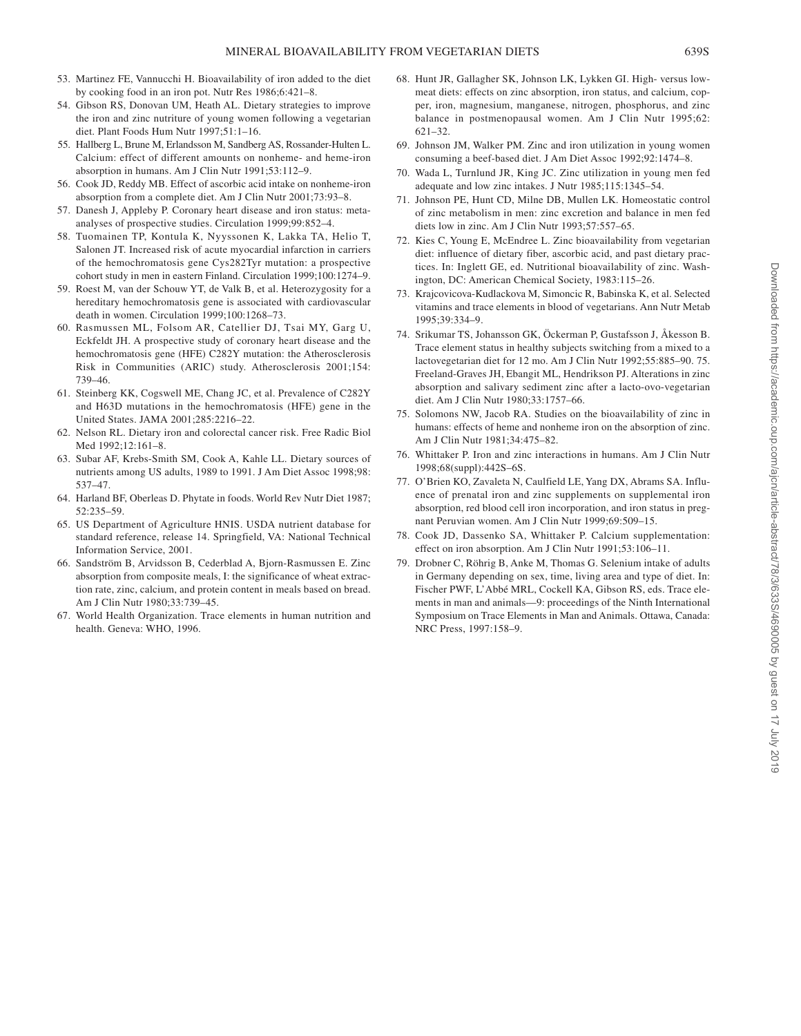53. Martinez FE, Vannucchi H. Bioavailability of iron added to the diet by cooking food in an iron pot. Nutr Res 1986;6:421–8.
54. Gibson RS, Donovan UM, Heath AL. Dietary strategies to improve the iron and zinc nutriture of young women following a vegetarian diet. Plant Foods Hum Nutr 1997;51:1–16.
55. Hallberg L, Brune M, Erlandsson M, Sandberg AS, Rossander-Hulten L. Calcium: effect of different amounts on nonheme- and heme-iron absorption in humans. Am J Clin Nutr 1991;53:112–9.
56. Cook JD, Reddy MB. Effect of ascorbic acid intake on nonheme-iron absorption from a complete diet. Am J Clin Nutr 2001;73:93–8.
57. Danesh J, Appleby P. Coronary heart disease and iron status: meta-analyses of prospective studies. Circulation 1999;99:852–4.
58. Tuomainen TP, Kontula K, Nyyssonen K, Lakka TA, Helio T, Salonen JT. Increased risk of acute myocardial infarction in carriers of the hemochromatosis gene Cys282Tyr mutation: a prospective cohort study in men in eastern Finland. Circulation 1999;100:1274–9.
59. Roest M, van der Schouw YT, de Valk B, et al. Heterozygosity for a hereditary hemochromatosis gene is associated with cardiovascular death in women. Circulation 1999;100:1268–73.
60. Rasmussen ML, Folsom AR, Catellier DJ, Tsai MY, Garg U, Eckfeldt JH. A prospective study of coronary heart disease and the hemochromatosis gene (HFE) C282Y mutation: the Atherosclerosis Risk in Communities (ARIC) study. Atherosclerosis 2001;154: 739–46.
61. Steinberg KK, Cogswell ME, Chang JC, et al. Prevalence of C282Y and H63D mutations in the hemochromatosis (HFE) gene in the United States. JAMA 2001;285:2216–22.
62. Nelson RL. Dietary iron and colorectal cancer risk. Free Radic Biol Med 1992;12:161–8.
63. Subar AF, Krebs-Smith SM, Cook A, Kahle LL. Dietary sources of nutrients among US adults, 1989 to 1991. J Am Diet Assoc 1998;98: 537–47.
64. Harland BF, Oberleas D. Phytate in foods. World Rev Nutr Diet 1987; 52:235–59.
65. US Department of Agriculture HNIS. USDA nutrient database for standard reference, release 14. Springfield, VA: National Technical Information Service, 2001.
66. Sandström B, Arvidsson B, Cederblad A, Bjorn-Rasmussen E. Zinc absorption from composite meals, I: the significance of wheat extraction rate, zinc, calcium, and protein content in meals based on bread. Am J Clin Nutr 1980;33:739–45.
67. World Health Organization. Trace elements in human nutrition and health. Geneva: WHO, 1996.
68. Hunt JR, Gallagher SK, Johnson LK, Lykken GI. High- versus low-meat diets: effects on zinc absorption, iron status, and calcium, copper, iron, magnesium, manganese, nitrogen, phosphorus, and zinc balance in postmenopausal women. Am J Clin Nutr 1995;62: 621–32.
69. Johnson JM, Walker PM. Zinc and iron utilization in young women consuming a beef-based diet. J Am Diet Assoc 1992;92:1474–8.
70. Wada L, Turnlund JR, King JC. Zinc utilization in young men fed adequate and low zinc intakes. J Nutr 1985;115:1345–54.
71. Johnson PE, Hunt CD, Milne DB, Mullen LK. Homeostatic control of zinc metabolism in men: zinc excretion and balance in men fed diets low in zinc. Am J Clin Nutr 1993;57:557–65.
72. Kies C, Young E, McEndree L. Zinc bioavailability from vegetarian diet: influence of dietary fiber, ascorbic acid, and past dietary practices. In: Inglett GE, ed. Nutritional bioavailability of zinc. Washington, DC: American Chemical Society, 1983:115–26.
73. Krajcovicova-Kudlackova M, Simoncic R, Babinska K, et al. Selected vitamins and trace elements in blood of vegetarians. Ann Nutr Metab 1995;39:334–9.
74. Srikumar TS, Johansson GK, Öckerman P, Gustafsson J, Åkesson B. Trace element status in healthy subjects switching from a mixed to a lactovegetarian diet for 12 mo. Am J Clin Nutr 1992;55:885–90. 75. Freeland-Graves JH, Ebangit ML, Hendrikson PJ. Alterations in zinc absorption and salivary sediment zinc after a lacto-ovo-vegetarian diet. Am J Clin Nutr 1980;33:1757–66.
75. Solomons NW, Jacob RA. Studies on the bioavailability of zinc in humans: effects of heme and nonheme iron on the absorption of zinc. Am J Clin Nutr 1981;34:475–82.
76. Whittaker P. Iron and zinc interactions in humans. Am J Clin Nutr 1998;68(suppl):442S–6S.
77. O'Brien KO, Zavaleta N, Caulfield LE, Yang DX, Abrams SA. Influence of prenatal iron and zinc supplements on supplemental iron absorption, red blood cell iron incorporation, and iron status in pregnant Peruvian women. Am J Clin Nutr 1999;69:509–15.
78. Cook JD, Dassenko SA, Whittaker P. Calcium supplementation: effect on iron absorption. Am J Clin Nutr 1991;53:106–11.
79. Drobner C, Röhrig B, Anke M, Thomas G. Selenium intake of adults in Germany depending on sex, time, living area and type of diet. In: Fischer PWF, L'Abbé MRL, Cockell KA, Gibson RS, eds. Trace elements in man and animals—9: proceedings of the Ninth International Symposium on Trace Elements in Man and Animals. Ottawa, Canada: NRC Press, 1997:158–9.